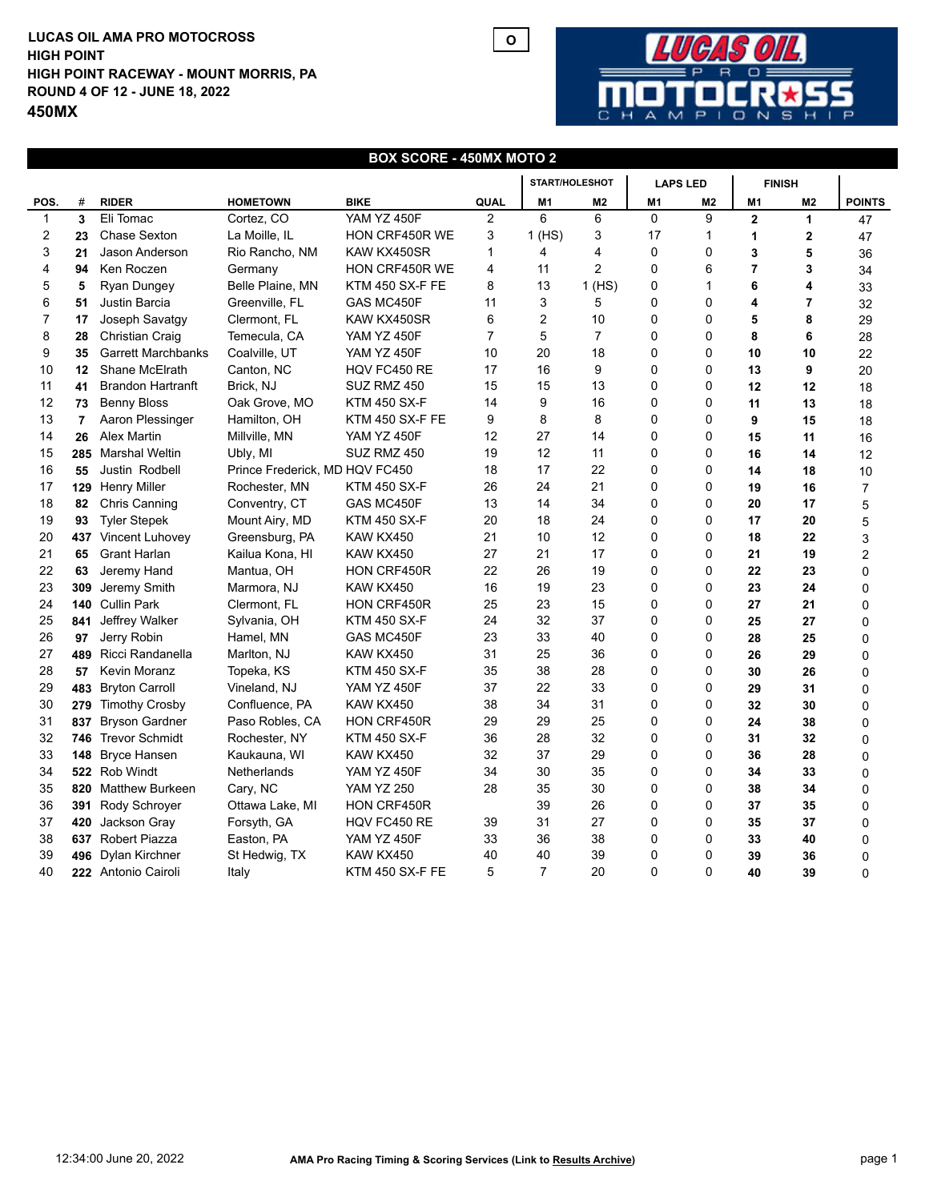**LUCAS OIL AMA PRO MOTOCROSS**
**HIGH POINT**
**HIGH POINT RACEWAY - MOUNT MORRIS, PA**
**ROUND 4 OF 12 - JUNE 18, 2022**
**450MX**

O

## BOX SCORE - 450MX MOTO 2

| POS. | # | RIDER | HOMETOWN | BIKE | QUAL | START/HOLESHOT M1 | START/HOLESHOT M2 | LAPS LED M1 | LAPS LED M2 | FINISH M1 | FINISH M2 | POINTS |
|---|---|---|---|---|---|---|---|---|---|---|---|---|
| 1 | 3 | Eli Tomac | Cortez, CO | YAM YZ 450F | 2 | 6 | 6 | 0 | 9 | 2 | 1 | 47 |
| 2 | 23 | Chase Sexton | La Moille, IL | HON CRF450R WE | 3 | 1 (HS) | 3 | 17 | 1 | 1 | 2 | 47 |
| 3 | 21 | Jason Anderson | Rio Rancho, NM | KAW KX450SR | 1 | 4 | 4 | 0 | 0 | 3 | 5 | 36 |
| 4 | 94 | Ken Roczen | Germany | HON CRF450R WE | 4 | 11 | 2 | 0 | 6 | 7 | 3 | 34 |
| 5 | 5 | Ryan Dungey | Belle Plaine, MN | KTM 450 SX-F FE | 8 | 13 | 1 (HS) | 0 | 1 | 6 | 4 | 33 |
| 6 | 51 | Justin Barcia | Greenville, FL | GAS MC450F | 11 | 3 | 5 | 0 | 0 | 4 | 7 | 32 |
| 7 | 17 | Joseph Savatgy | Clermont, FL | KAW KX450SR | 6 | 2 | 10 | 0 | 0 | 5 | 8 | 29 |
| 8 | 28 | Christian Craig | Temecula, CA | YAM YZ 450F | 7 | 5 | 7 | 0 | 0 | 8 | 6 | 28 |
| 9 | 35 | Garrett Marchbanks | Coalville, UT | YAM YZ 450F | 10 | 20 | 18 | 0 | 0 | 10 | 10 | 22 |
| 10 | 12 | Shane McElrath | Canton, NC | HQV FC450 RE | 17 | 16 | 9 | 0 | 0 | 13 | 9 | 20 |
| 11 | 41 | Brandon Hartranft | Brick, NJ | SUZ RMZ 450 | 15 | 15 | 13 | 0 | 0 | 12 | 12 | 18 |
| 12 | 73 | Benny Bloss | Oak Grove, MO | KTM 450 SX-F | 14 | 9 | 16 | 0 | 0 | 11 | 13 | 18 |
| 13 | 7 | Aaron Plessinger | Hamilton, OH | KTM 450 SX-F FE | 9 | 8 | 8 | 0 | 0 | 9 | 15 | 18 |
| 14 | 26 | Alex Martin | Millville, MN | YAM YZ 450F | 12 | 27 | 14 | 0 | 0 | 15 | 11 | 16 |
| 15 | 285 | Marshal Weltin | Ubly, MI | SUZ RMZ 450 | 19 | 12 | 11 | 0 | 0 | 16 | 14 | 12 |
| 16 | 55 | Justin Rodbell | Prince Frederick, MD | HQV FC450 | 18 | 17 | 22 | 0 | 0 | 14 | 18 | 10 |
| 17 | 129 | Henry Miller | Rochester, MN | KTM 450 SX-F | 26 | 24 | 21 | 0 | 0 | 19 | 16 | 7 |
| 18 | 82 | Chris Canning | Conventry, CT | GAS MC450F | 13 | 14 | 34 | 0 | 0 | 20 | 17 | 5 |
| 19 | 93 | Tyler Stepek | Mount Airy, MD | KTM 450 SX-F | 20 | 18 | 24 | 0 | 0 | 17 | 20 | 5 |
| 20 | 437 | Vincent Luhovey | Greensburg, PA | KAW KX450 | 21 | 10 | 12 | 0 | 0 | 18 | 22 | 3 |
| 21 | 65 | Grant Harlan | Kailua Kona, HI | KAW KX450 | 27 | 21 | 17 | 0 | 0 | 21 | 19 | 2 |
| 22 | 63 | Jeremy Hand | Mantua, OH | HON CRF450R | 22 | 26 | 19 | 0 | 0 | 22 | 23 | 0 |
| 23 | 309 | Jeremy Smith | Marmora, NJ | KAW KX450 | 16 | 19 | 23 | 0 | 0 | 23 | 24 | 0 |
| 24 | 140 | Cullin Park | Clermont, FL | HON CRF450R | 25 | 23 | 15 | 0 | 0 | 27 | 21 | 0 |
| 25 | 841 | Jeffrey Walker | Sylvania, OH | KTM 450 SX-F | 24 | 32 | 37 | 0 | 0 | 25 | 27 | 0 |
| 26 | 97 | Jerry Robin | Hamel, MN | GAS MC450F | 23 | 33 | 40 | 0 | 0 | 28 | 25 | 0 |
| 27 | 489 | Ricci Randanella | Marlton, NJ | KAW KX450 | 31 | 25 | 36 | 0 | 0 | 26 | 29 | 0 |
| 28 | 57 | Kevin Moranz | Topeka, KS | KTM 450 SX-F | 35 | 38 | 28 | 0 | 0 | 30 | 26 | 0 |
| 29 | 483 | Bryton Carroll | Vineland, NJ | YAM YZ 450F | 37 | 22 | 33 | 0 | 0 | 29 | 31 | 0 |
| 30 | 279 | Timothy Crosby | Confluence, PA | KAW KX450 | 38 | 34 | 31 | 0 | 0 | 32 | 30 | 0 |
| 31 | 837 | Bryson Gardner | Paso Robles, CA | HON CRF450R | 29 | 29 | 25 | 0 | 0 | 24 | 38 | 0 |
| 32 | 746 | Trevor Schmidt | Rochester, NY | KTM 450 SX-F | 36 | 28 | 32 | 0 | 0 | 31 | 32 | 0 |
| 33 | 148 | Bryce Hansen | Kaukauna, WI | KAW KX450 | 32 | 37 | 29 | 0 | 0 | 36 | 28 | 0 |
| 34 | 522 | Rob Windt | Netherlands | YAM YZ 450F | 34 | 30 | 35 | 0 | 0 | 34 | 33 | 0 |
| 35 | 820 | Matthew Burkeen | Cary, NC | YAM YZ 250 | 28 | 35 | 30 | 0 | 0 | 38 | 34 | 0 |
| 36 | 391 | Rody Schroyer | Ottawa Lake, MI | HON CRF450R | | 39 | 26 | 0 | 0 | 37 | 35 | 0 |
| 37 | 420 | Jackson Gray | Forsyth, GA | HQV FC450 RE | 39 | 31 | 27 | 0 | 0 | 35 | 37 | 0 |
| 38 | 637 | Robert Piazza | Easton, PA | YAM YZ 450F | 33 | 36 | 38 | 0 | 0 | 33 | 40 | 0 |
| 39 | 496 | Dylan Kirchner | St Hedwig, TX | KAW KX450 | 40 | 40 | 39 | 0 | 0 | 39 | 36 | 0 |
| 40 | 222 | Antonio Cairoli | Italy | KTM 450 SX-F FE | 5 | 7 | 20 | 0 | 0 | 40 | 39 | 0 |

12:34:00 June 20, 2022 — AMA Pro Racing Timing & Scoring Services (Link to Results Archive)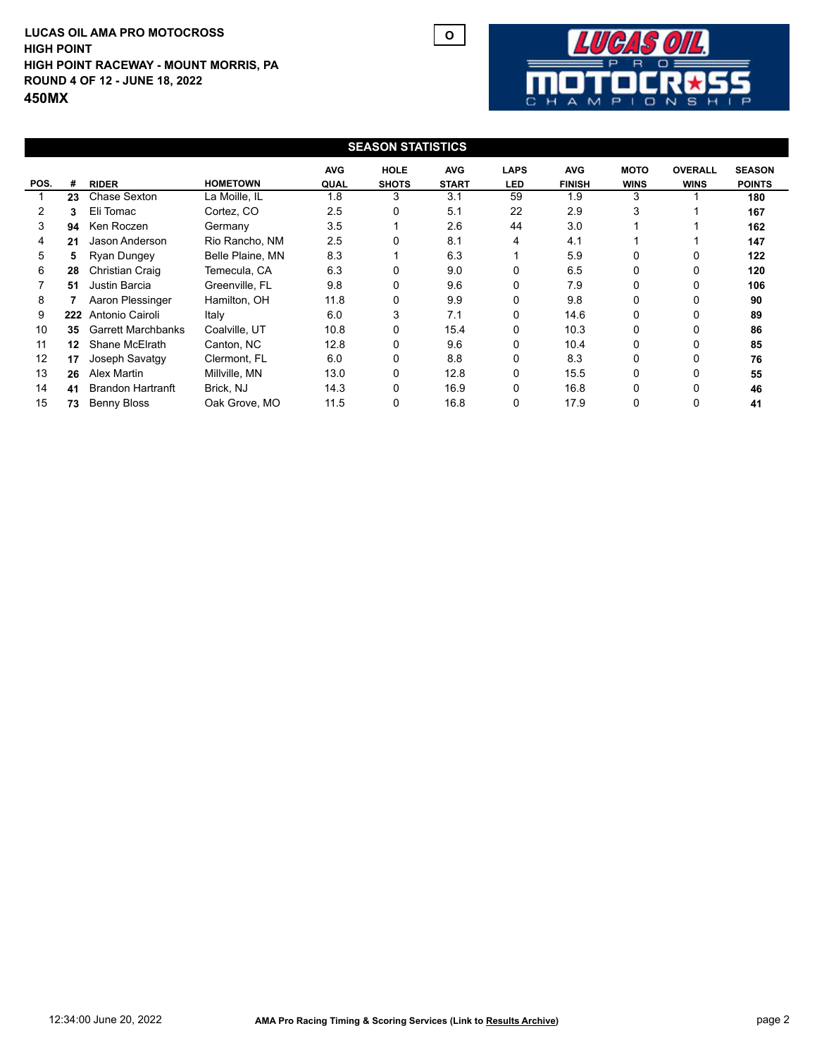**LUCAS OIL AMA PRO MOTOCROSS**
**HIGH POINT**
**HIGH POINT RACEWAY - MOUNT MORRIS, PA**
**ROUND 4 OF 12 - JUNE 18, 2022**
## 450MX

O

### SEASON STATISTICS

| POS. | # | RIDER | HOMETOWN | AVG QUAL | HOLE SHOTS | AVG START | LAPS LED | AVG FINISH | MOTO WINS | OVERALL WINS | SEASON POINTS |
|---|---|---|---|---|---|---|---|---|---|---|---|
| 1 | **23** | Chase Sexton | La Moille, IL | 1.8 | 3 | 3.1 | 59 | 1.9 | 3 | 1 | **180** |
| 2 | **3** | Eli Tomac | Cortez, CO | 2.5 | 0 | 5.1 | 22 | 2.9 | 3 | 1 | **167** |
| 3 | **94** | Ken Roczen | Germany | 3.5 | 1 | 2.6 | 44 | 3.0 | 1 | 1 | **162** |
| 4 | **21** | Jason Anderson | Rio Rancho, NM | 2.5 | 0 | 8.1 | 4 | 4.1 | 1 | 1 | **147** |
| 5 | **5** | Ryan Dungey | Belle Plaine, MN | 8.3 | 1 | 6.3 | 1 | 5.9 | 0 | 0 | **122** |
| 6 | **28** | Christian Craig | Temecula, CA | 6.3 | 0 | 9.0 | 0 | 6.5 | 0 | 0 | **120** |
| 7 | **51** | Justin Barcia | Greenville, FL | 9.8 | 0 | 9.6 | 0 | 7.9 | 0 | 0 | **106** |
| 8 | **7** | Aaron Plessinger | Hamilton, OH | 11.8 | 0 | 9.9 | 0 | 9.8 | 0 | 0 | **90** |
| 9 | **222** | Antonio Cairoli | Italy | 6.0 | 3 | 7.1 | 0 | 14.6 | 0 | 0 | **89** |
| 10 | **35** | Garrett Marchbanks | Coalville, UT | 10.8 | 0 | 15.4 | 0 | 10.3 | 0 | 0 | **86** |
| 11 | **12** | Shane McElrath | Canton, NC | 12.8 | 0 | 9.6 | 0 | 10.4 | 0 | 0 | **85** |
| 12 | **17** | Joseph Savatgy | Clermont, FL | 6.0 | 0 | 8.8 | 0 | 8.3 | 0 | 0 | **76** |
| 13 | **26** | Alex Martin | Millville, MN | 13.0 | 0 | 12.8 | 0 | 15.5 | 0 | 0 | **55** |
| 14 | **41** | Brandon Hartranft | Brick, NJ | 14.3 | 0 | 16.9 | 0 | 16.8 | 0 | 0 | **46** |
| 15 | **73** | Benny Bloss | Oak Grove, MO | 11.5 | 0 | 16.8 | 0 | 17.9 | 0 | 0 | **41** |

12:34:00 June 20, 2022 **AMA Pro Racing Timing & Scoring Services (Link to Results Archive)**